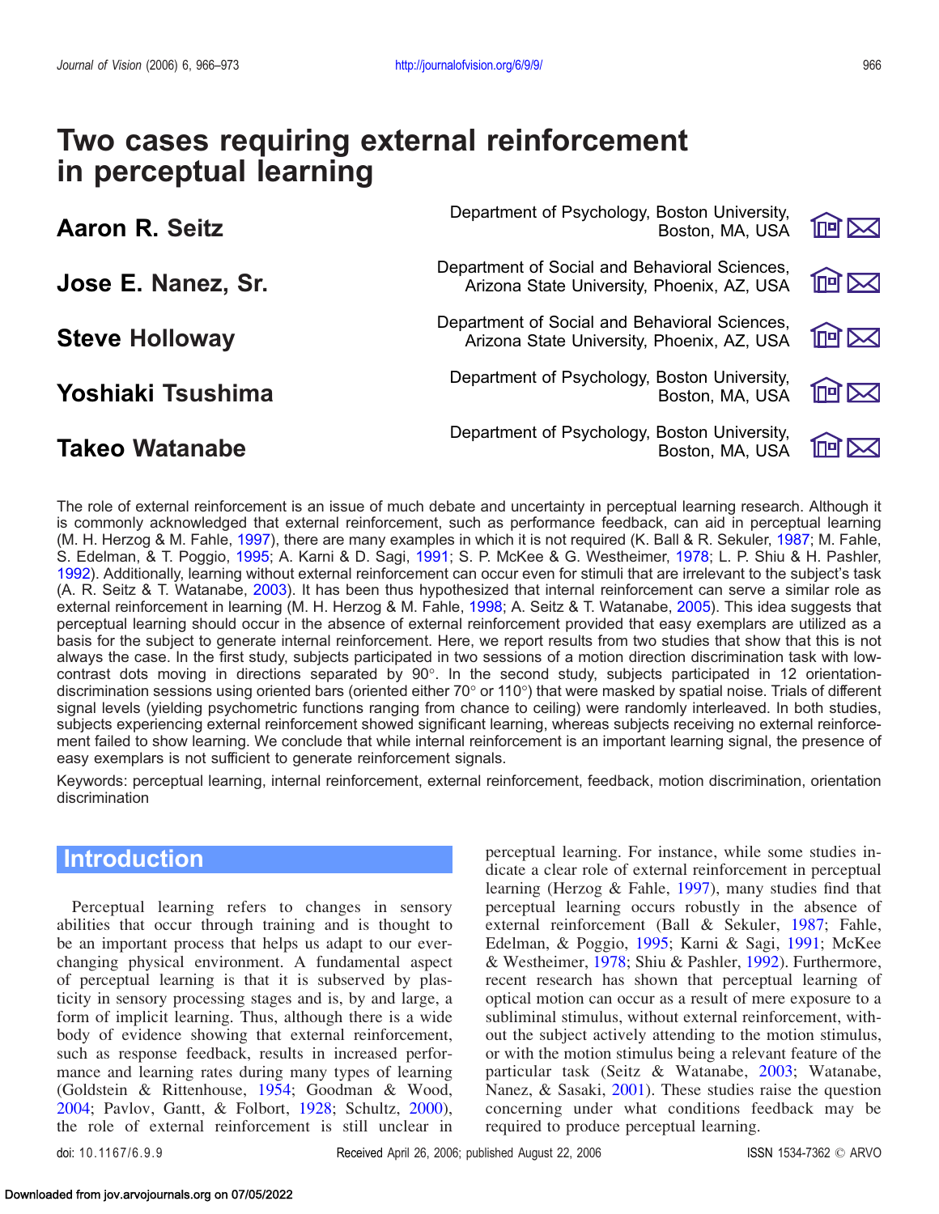# Two cases requiring external reinforcement in perceptual learning

**Aaron R. Seitz** — Department of Psychology, Boston University, Boston, MA, USA

**Jose E. Nanez, Sr.** — Department of Social and Behavioral Sciences, Arizona State University, Phoenix, AZ, USA

**Steve Holloway** — Department of Social and Behavioral Sciences, Arizona State University, Phoenix, AZ, USA

**Yoshiaki Tsushima** — Department of Psychology, Boston University, Boston, MA, USA

**Takeo Watanabe** — Department of Psychology, Boston University, Boston, MA, USA

The role of external reinforcement is an issue of much debate and uncertainty in perceptual learning research. Although it is commonly acknowledged that external reinforcement, such as performance feedback, can aid in perceptual learning (M. H. Herzog & M. Fahle, 1997), there are many examples in which it is not required (K. Ball & R. Sekuler, 1987; M. Fahle, S. Edelman, & T. Poggio, 1995; A. Karni & D. Sagi, 1991; S. P. McKee & G. Westheimer, 1978; L. P. Shiu & H. Pashler, 1992). Additionally, learning without external reinforcement can occur even for stimuli that are irrelevant to the subject's task (A. R. Seitz & T. Watanabe, 2003). It has been thus hypothesized that internal reinforcement can serve a similar role as external reinforcement in learning (M. H. Herzog & M. Fahle, 1998; A. Seitz & T. Watanabe, 2005). This idea suggests that perceptual learning should occur in the absence of external reinforcement provided that easy exemplars are utilized as a basis for the subject to generate internal reinforcement. Here, we report results from two studies that show that this is not always the case. In the first study, subjects participated in two sessions of a motion direction discrimination task with low-contrast dots moving in directions separated by 90°. In the second study, subjects participated in 12 orientation-discrimination sessions using oriented bars (oriented either 70° or 110°) that were masked by spatial noise. Trials of different signal levels (yielding psychometric functions ranging from chance to ceiling) were randomly interleaved. In both studies, subjects experiencing external reinforcement showed significant learning, whereas subjects receiving no external reinforcement failed to show learning. We conclude that while internal reinforcement is an important learning signal, the presence of easy exemplars is not sufficient to generate reinforcement signals.

Keywords: perceptual learning, internal reinforcement, external reinforcement, feedback, motion discrimination, orientation discrimination

## Introduction

Perceptual learning refers to changes in sensory abilities that occur through training and is thought to be an important process that helps us adapt to our ever-changing physical environment. A fundamental aspect of perceptual learning is that it is subserved by plasticity in sensory processing stages and is, by and large, a form of implicit learning. Thus, although there is a wide body of evidence showing that external reinforcement, such as response feedback, results in increased performance and learning rates during many types of learning (Goldstein & Rittenhouse, 1954; Goodman & Wood, 2004; Pavlov, Gantt, & Folbort, 1928; Schultz, 2000), the role of external reinforcement is still unclear in perceptual learning. For instance, while some studies indicate a clear role of external reinforcement in perceptual learning (Herzog & Fahle, 1997), many studies find that perceptual learning occurs robustly in the absence of external reinforcement (Ball & Sekuler, 1987; Fahle, Edelman, & Poggio, 1995; Karni & Sagi, 1991; McKee & Westheimer, 1978; Shiu & Pashler, 1992). Furthermore, recent research has shown that perceptual learning of optical motion can occur as a result of mere exposure to a subliminal stimulus, without external reinforcement, without the subject actively attending to the motion stimulus, or with the motion stimulus being a relevant feature of the particular task (Seitz & Watanabe, 2003; Watanabe, Nanez, & Sasaki, 2001). These studies raise the question concerning under what conditions feedback may be required to produce perceptual learning.

doi: 10.1167/6.9.9 Received April 26, 2006; published August 22, 2006 ISSN 1534-7362 © ARVO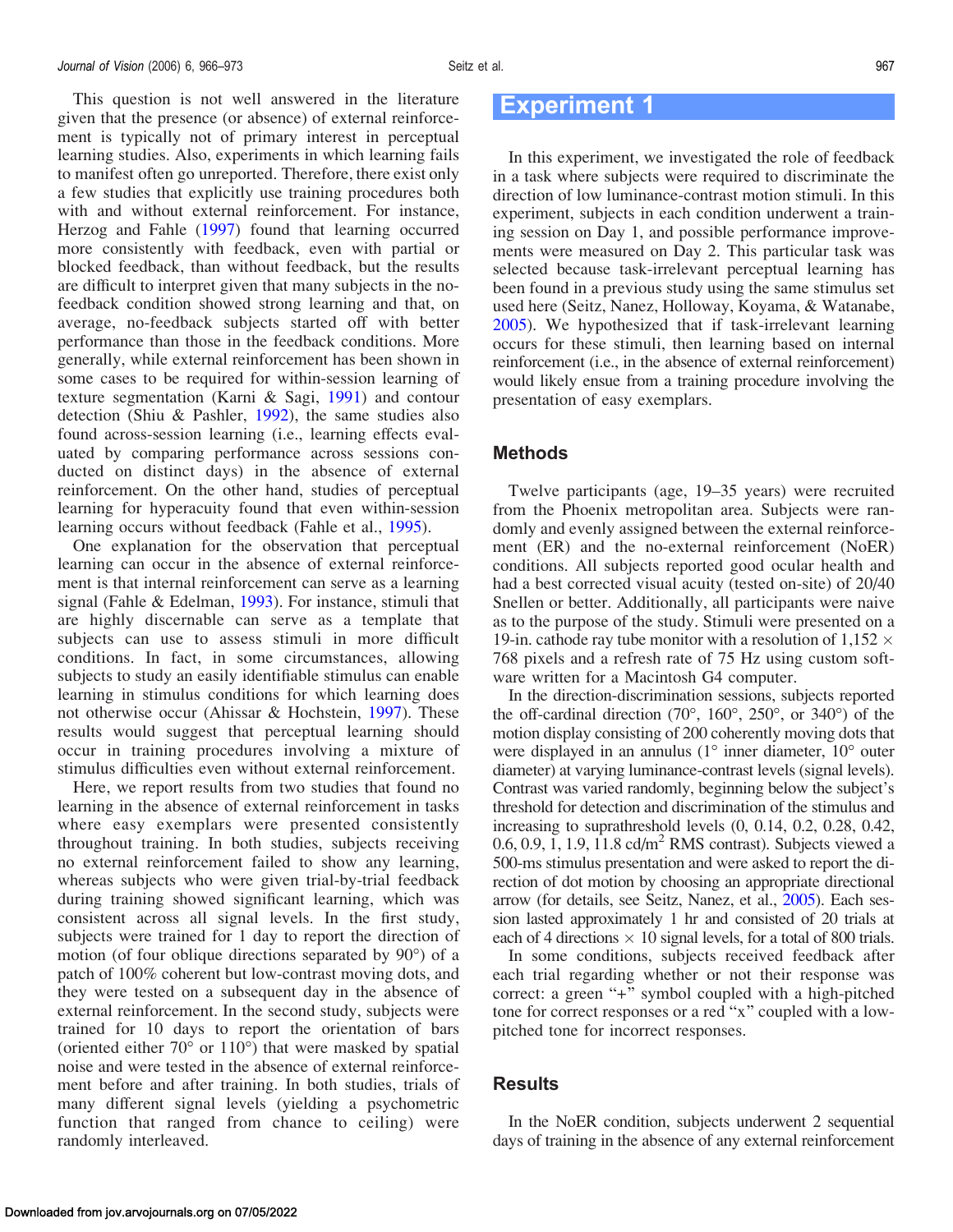This question is not well answered in the literature given that the presence (or absence) of external reinforcement is typically not of primary interest in perceptual learning studies. Also, experiments in which learning fails to manifest often go unreported. Therefore, there exist only a few studies that explicitly use training procedures both with and without external reinforcement. For instance, Herzog and Fahle (1997) found that learning occurred more consistently with feedback, even with partial or blocked feedback, than without feedback, but the results are difficult to interpret given that many subjects in the no-feedback condition showed strong learning and that, on average, no-feedback subjects started off with better performance than those in the feedback conditions. More generally, while external reinforcement has been shown in some cases to be required for within-session learning of texture segmentation (Karni & Sagi, 1991) and contour detection (Shiu & Pashler, 1992), the same studies also found across-session learning (i.e., learning effects evaluated by comparing performance across sessions conducted on distinct days) in the absence of external reinforcement. On the other hand, studies of perceptual learning for hyperacuity found that even within-session learning occurs without feedback (Fahle et al., 1995).

One explanation for the observation that perceptual learning can occur in the absence of external reinforcement is that internal reinforcement can serve as a learning signal (Fahle & Edelman, 1993). For instance, stimuli that are highly discernable can serve as a template that subjects can use to assess stimuli in more difficult conditions. In fact, in some circumstances, allowing subjects to study an easily identifiable stimulus can enable learning in stimulus conditions for which learning does not otherwise occur (Ahissar & Hochstein, 1997). These results would suggest that perceptual learning should occur in training procedures involving a mixture of stimulus difficulties even without external reinforcement.

Here, we report results from two studies that found no learning in the absence of external reinforcement in tasks where easy exemplars were presented consistently throughout training. In both studies, subjects receiving no external reinforcement failed to show any learning, whereas subjects who were given trial-by-trial feedback during training showed significant learning, which was consistent across all signal levels. In the first study, subjects were trained for 1 day to report the direction of motion (of four oblique directions separated by 90°) of a patch of 100% coherent but low-contrast moving dots, and they were tested on a subsequent day in the absence of external reinforcement. In the second study, subjects were trained for 10 days to report the orientation of bars (oriented either 70° or 110°) that were masked by spatial noise and were tested in the absence of external reinforcement before and after training. In both studies, trials of many different signal levels (yielding a psychometric function that ranged from chance to ceiling) were randomly interleaved.

# Experiment 1

In this experiment, we investigated the role of feedback in a task where subjects were required to discriminate the direction of low luminance-contrast motion stimuli. In this experiment, subjects in each condition underwent a training session on Day 1, and possible performance improvements were measured on Day 2. This particular task was selected because task-irrelevant perceptual learning has been found in a previous study using the same stimulus set used here (Seitz, Nanez, Holloway, Koyama, & Watanabe, 2005). We hypothesized that if task-irrelevant learning occurs for these stimuli, then learning based on internal reinforcement (i.e., in the absence of external reinforcement) would likely ensue from a training procedure involving the presentation of easy exemplars.

## Methods

Twelve participants (age, 19–35 years) were recruited from the Phoenix metropolitan area. Subjects were randomly and evenly assigned between the external reinforcement (ER) and the no-external reinforcement (NoER) conditions. All subjects reported good ocular health and had a best corrected visual acuity (tested on-site) of 20/40 Snellen or better. Additionally, all participants were naive as to the purpose of the study. Stimuli were presented on a 19-in. cathode ray tube monitor with a resolution of 1,152 × 768 pixels and a refresh rate of 75 Hz using custom software written for a Macintosh G4 computer.

In the direction-discrimination sessions, subjects reported the off-cardinal direction (70°, 160°, 250°, or 340°) of the motion display consisting of 200 coherently moving dots that were displayed in an annulus (1° inner diameter, 10° outer diameter) at varying luminance-contrast levels (signal levels). Contrast was varied randomly, beginning below the subject's threshold for detection and discrimination of the stimulus and increasing to suprathreshold levels (0, 0.14, 0.2, 0.28, 0.42, 0.6, 0.9, 1, 1.9, 11.8 cd/m$^2$ RMS contrast). Subjects viewed a 500-ms stimulus presentation and were asked to report the direction of dot motion by choosing an appropriate directional arrow (for details, see Seitz, Nanez, et al., 2005). Each session lasted approximately 1 hr and consisted of 20 trials at each of 4 directions × 10 signal levels, for a total of 800 trials.

In some conditions, subjects received feedback after each trial regarding whether or not their response was correct: a green "+" symbol coupled with a high-pitched tone for correct responses or a red "x" coupled with a low-pitched tone for incorrect responses.

## Results

In the NoER condition, subjects underwent 2 sequential days of training in the absence of any external reinforcement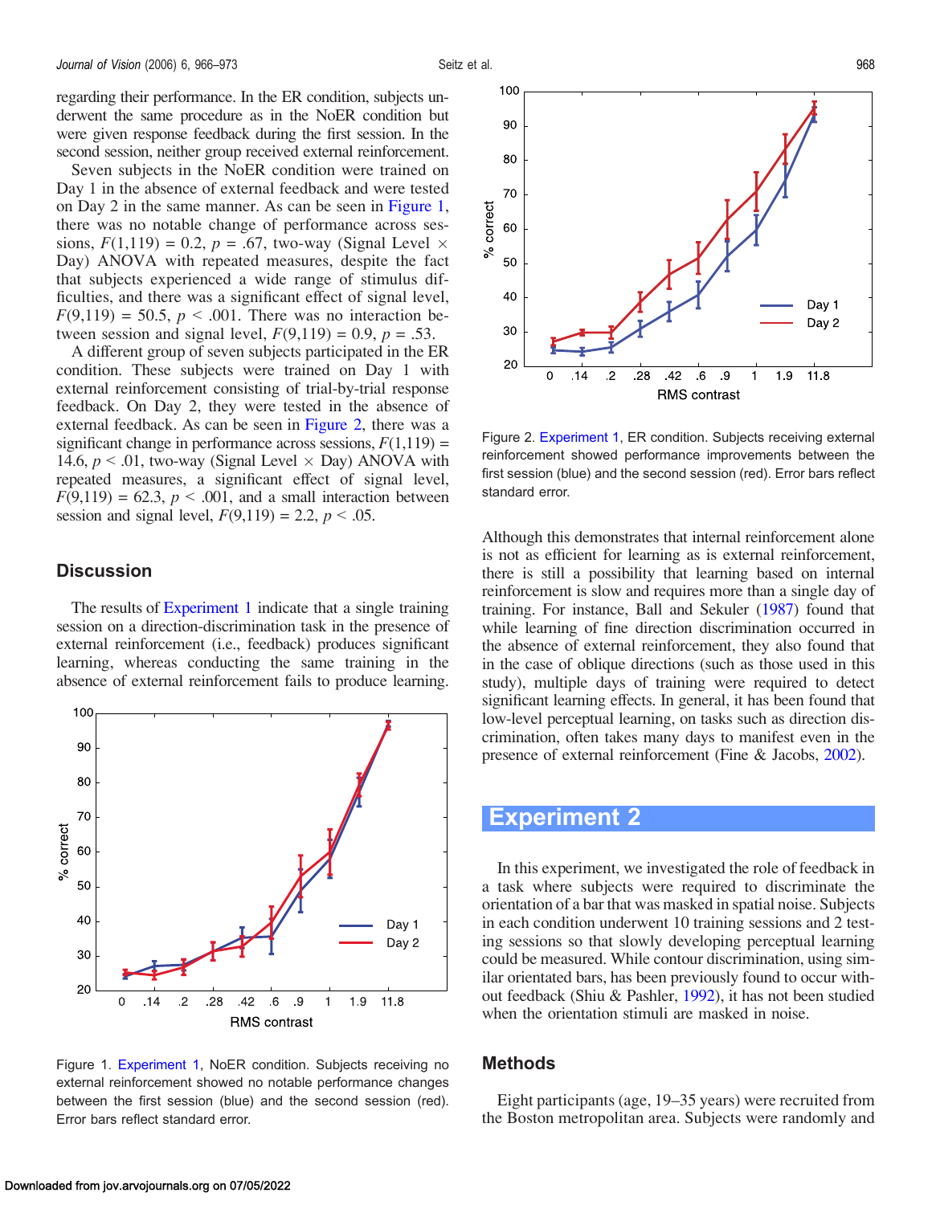regarding their performance. In the ER condition, subjects underwent the same procedure as in the NoER condition but were given response feedback during the first session. In the second session, neither group received external reinforcement.

Seven subjects in the NoER condition were trained on Day 1 in the absence of external feedback and were tested on Day 2 in the same manner. As can be seen in Figure 1, there was no notable change of performance across sessions, $F(1,119) = 0.2$, $p = .67$, two-way (Signal Level × Day) ANOVA with repeated measures, despite the fact that subjects experienced a wide range of stimulus difficulties, and there was a significant effect of signal level, $F(9,119) = 50.5$, $p < .001$. There was no interaction between session and signal level, $F(9,119) = 0.9$, $p = .53$.

A different group of seven subjects participated in the ER condition. These subjects were trained on Day 1 with external reinforcement consisting of trial-by-trial response feedback. On Day 2, they were tested in the absence of external feedback. As can be seen in Figure 2, there was a significant change in performance across sessions, $F(1,119) = 14.6$, $p < .01$, two-way (Signal Level × Day) ANOVA with repeated measures, a significant effect of signal level, $F(9,119) = 62.3$, $p < .001$, and a small interaction between session and signal level, $F(9,119) = 2.2$, $p < .05$.

## Discussion

The results of Experiment 1 indicate that a single training session on a direction-discrimination task in the presence of external reinforcement (i.e., feedback) produces significant learning, whereas conducting the same training in the absence of external reinforcement fails to produce learning.

Figure 1. Experiment 1, NoER condition. Subjects receiving no external reinforcement showed no notable performance changes between the first session (blue) and the second session (red). Error bars reflect standard error.

Figure 2. Experiment 1, ER condition. Subjects receiving external reinforcement showed performance improvements between the first session (blue) and the second session (red). Error bars reflect standard error.

Although this demonstrates that internal reinforcement alone is not as efficient for learning as is external reinforcement, there is still a possibility that learning based on internal reinforcement is slow and requires more than a single day of training. For instance, Ball and Sekuler (1987) found that while learning of fine direction discrimination occurred in the absence of external reinforcement, they also found that in the case of oblique directions (such as those used in this study), multiple days of training were required to detect significant learning effects. In general, it has been found that low-level perceptual learning, on tasks such as direction discrimination, often takes many days to manifest even in the presence of external reinforcement (Fine & Jacobs, 2002).

# Experiment 2

In this experiment, we investigated the role of feedback in a task where subjects were required to discriminate the orientation of a bar that was masked in spatial noise. Subjects in each condition underwent 10 training sessions and 2 testing sessions so that slowly developing perceptual learning could be measured. While contour discrimination, using similar orientated bars, has been previously found to occur without feedback (Shiu & Pashler, 1992), it has not been studied when the orientation stimuli are masked in noise.

## Methods

Eight participants (age, 19–35 years) were recruited from the Boston metropolitan area. Subjects were randomly and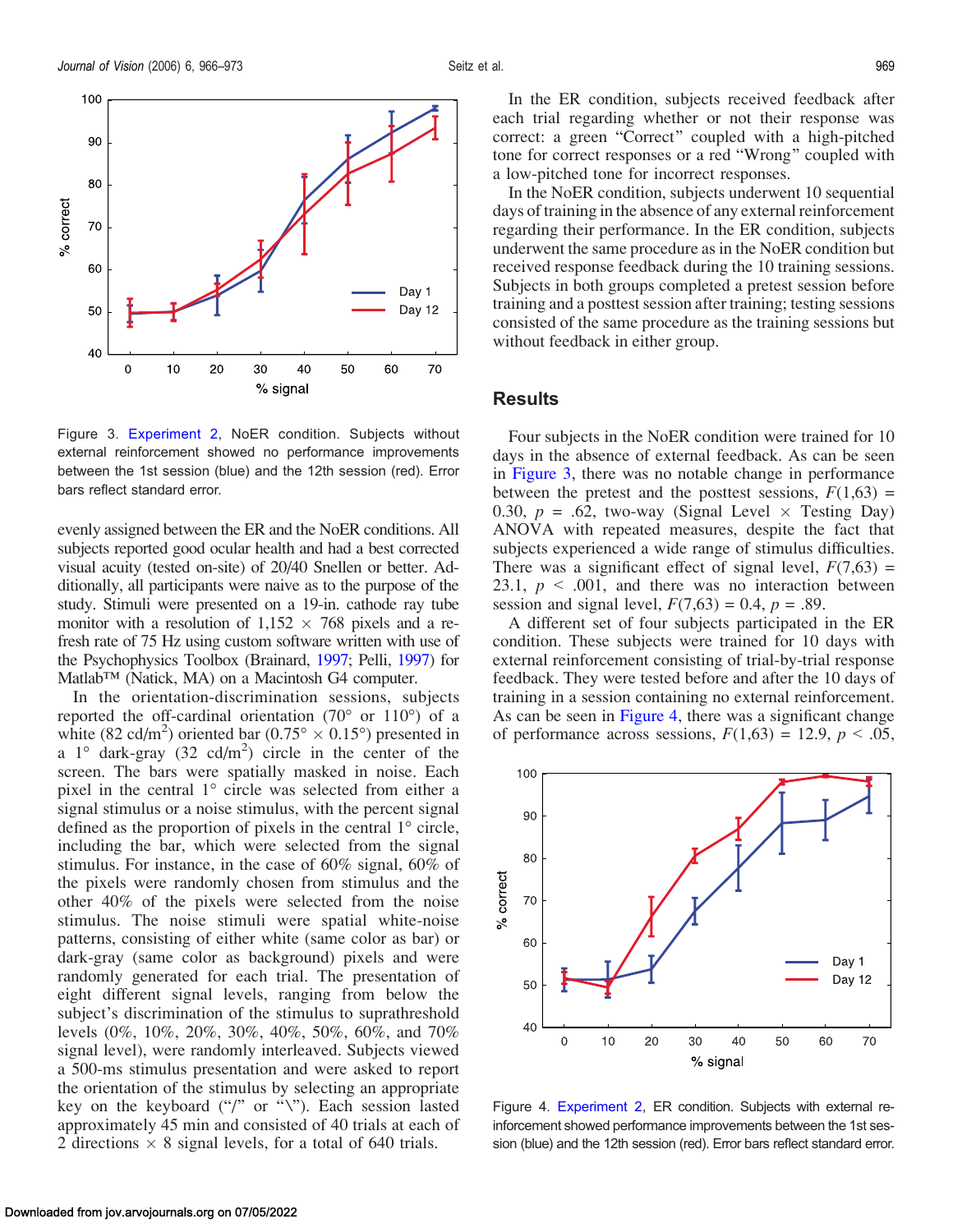Figure 3. Experiment 2, NoER condition. Subjects without external reinforcement showed no performance improvements between the 1st session (blue) and the 12th session (red). Error bars reflect standard error.

evenly assigned between the ER and the NoER conditions. All subjects reported good ocular health and had a best corrected visual acuity (tested on-site) of 20/40 Snellen or better. Additionally, all participants were naive as to the purpose of the study. Stimuli were presented on a 19-in. cathode ray tube monitor with a resolution of 1,152 × 768 pixels and a refresh rate of 75 Hz using custom software written with use of the Psychophysics Toolbox (Brainard, 1997; Pelli, 1997) for Matlab™ (Natick, MA) on a Macintosh G4 computer.

In the orientation-discrimination sessions, subjects reported the off-cardinal orientation (70° or 110°) of a white (82 cd/m$^2$) oriented bar (0.75° × 0.15°) presented in a 1° dark-gray (32 cd/m$^2$) circle in the center of the screen. The bars were spatially masked in noise. Each pixel in the central 1° circle was selected from either a signal stimulus or a noise stimulus, with the percent signal defined as the proportion of pixels in the central 1° circle, including the bar, which were selected from the signal stimulus. For instance, in the case of 60% signal, 60% of the pixels were randomly chosen from stimulus and the other 40% of the pixels were selected from the noise stimulus. The noise stimuli were spatial white-noise patterns, consisting of either white (same color as bar) or dark-gray (same color as background) pixels and were randomly generated for each trial. The presentation of eight different signal levels, ranging from below the subject's discrimination of the stimulus to suprathreshold levels (0%, 10%, 20%, 30%, 40%, 50%, 60%, and 70% signal level), were randomly interleaved. Subjects viewed a 500-ms stimulus presentation and were asked to report the orientation of the stimulus by selecting an appropriate key on the keyboard ("/" or "\"). Each session lasted approximately 45 min and consisted of 40 trials at each of 2 directions × 8 signal levels, for a total of 640 trials.

In the ER condition, subjects received feedback after each trial regarding whether or not their response was correct: a green "Correct" coupled with a high-pitched tone for correct responses or a red "Wrong" coupled with a low-pitched tone for incorrect responses.

In the NoER condition, subjects underwent 10 sequential days of training in the absence of any external reinforcement regarding their performance. In the ER condition, subjects underwent the same procedure as in the NoER condition but received response feedback during the 10 training sessions. Subjects in both groups completed a pretest session before training and a posttest session after training; testing sessions consisted of the same procedure as the training sessions but without feedback in either group.

## Results

Four subjects in the NoER condition were trained for 10 days in the absence of external feedback. As can be seen in Figure 3, there was no notable change in performance between the pretest and the posttest sessions, $F(1,63) = 0.30$, $p = .62$, two-way (Signal Level × Testing Day) ANOVA with repeated measures, despite the fact that subjects experienced a wide range of stimulus difficulties. There was a significant effect of signal level, $F(7,63) = 23.1$, $p < .001$, and there was no interaction between session and signal level, $F(7,63) = 0.4$, $p = .89$.

A different set of four subjects participated in the ER condition. These subjects were trained for 10 days with external reinforcement consisting of trial-by-trial response feedback. They were tested before and after the 10 days of training in a session containing no external reinforcement. As can be seen in Figure 4, there was a significant change of performance across sessions, $F(1,63) = 12.9$, $p < .05$,

Figure 4. Experiment 2, ER condition. Subjects with external reinforcement showed performance improvements between the 1st session (blue) and the 12th session (red). Error bars reflect standard error.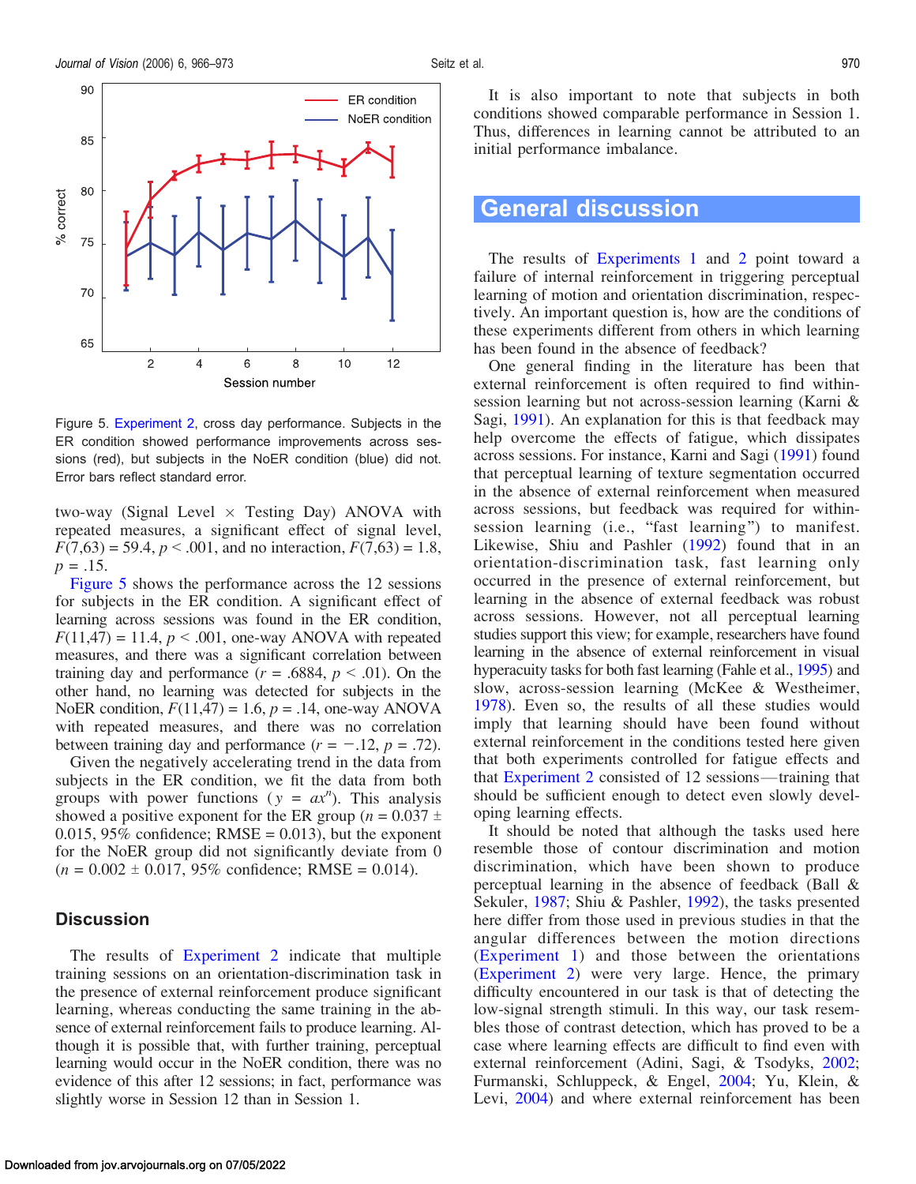Figure 5. Experiment 2, cross day performance. Subjects in the ER condition showed performance improvements across sessions (red), but subjects in the NoER condition (blue) did not. Error bars reflect standard error.

two-way (Signal Level × Testing Day) ANOVA with repeated measures, a significant effect of signal level, $F(7,63) = 59.4$, $p < .001$, and no interaction, $F(7,63) = 1.8$, $p = .15$.

Figure 5 shows the performance across the 12 sessions for subjects in the ER condition. A significant effect of learning across sessions was found in the ER condition, $F(11,47) = 11.4$, $p < .001$, one-way ANOVA with repeated measures, and there was a significant correlation between training day and performance ($r = .6884$, $p < .01$). On the other hand, no learning was detected for subjects in the NoER condition, $F(11,47) = 1.6$, $p = .14$, one-way ANOVA with repeated measures, and there was no correlation between training day and performance ($r = -.12$, $p = .72$).

Given the negatively accelerating trend in the data from subjects in the ER condition, we fit the data from both groups with power functions ($y = ax^n$). This analysis showed a positive exponent for the ER group ($n = 0.037 \pm 0.015$, 95% confidence; RMSE = 0.013), but the exponent for the NoER group did not significantly deviate from 0 ($n = 0.002 \pm 0.017$, 95% confidence; RMSE = 0.014).

## Discussion

The results of Experiment 2 indicate that multiple training sessions on an orientation-discrimination task in the presence of external reinforcement produce significant learning, whereas conducting the same training in the absence of external reinforcement fails to produce learning. Although it is possible that, with further training, perceptual learning would occur in the NoER condition, there was no evidence of this after 12 sessions; in fact, performance was slightly worse in Session 12 than in Session 1.

It is also important to note that subjects in both conditions showed comparable performance in Session 1. Thus, differences in learning cannot be attributed to an initial performance imbalance.

# General discussion

The results of Experiments 1 and 2 point toward a failure of internal reinforcement in triggering perceptual learning of motion and orientation discrimination, respectively. An important question is, how are the conditions of these experiments different from others in which learning has been found in the absence of feedback?

One general finding in the literature has been that external reinforcement is often required to find within-session learning but not across-session learning (Karni & Sagi, 1991). An explanation for this is that feedback may help overcome the effects of fatigue, which dissipates across sessions. For instance, Karni and Sagi (1991) found that perceptual learning of texture segmentation occurred in the absence of external reinforcement when measured across sessions, but feedback was required for within-session learning (i.e., "fast learning") to manifest. Likewise, Shiu and Pashler (1992) found that in an orientation-discrimination task, fast learning only occurred in the presence of external reinforcement, but learning in the absence of external feedback was robust across sessions. However, not all perceptual learning studies support this view; for example, researchers have found learning in the absence of external reinforcement in visual hyperacuity tasks for both fast learning (Fahle et al., 1995) and slow, across-session learning (McKee & Westheimer, 1978). Even so, the results of all these studies would imply that learning should have been found without external reinforcement in the conditions tested here given that both experiments controlled for fatigue effects and that Experiment 2 consisted of 12 sessions—training that should be sufficient enough to detect even slowly developing learning effects.

It should be noted that although the tasks used here resemble those of contour discrimination and motion discrimination, which have been shown to produce perceptual learning in the absence of feedback (Ball & Sekuler, 1987; Shiu & Pashler, 1992), the tasks presented here differ from those used in previous studies in that the angular differences between the motion directions (Experiment 1) and those between the orientations (Experiment 2) were very large. Hence, the primary difficulty encountered in our task is that of detecting the low-signal strength stimuli. In this way, our task resembles those of contrast detection, which has proved to be a case where learning effects are difficult to find even with external reinforcement (Adini, Sagi, & Tsodyks, 2002; Furmanski, Schluppeck, & Engel, 2004; Yu, Klein, & Levi, 2004) and where external reinforcement has been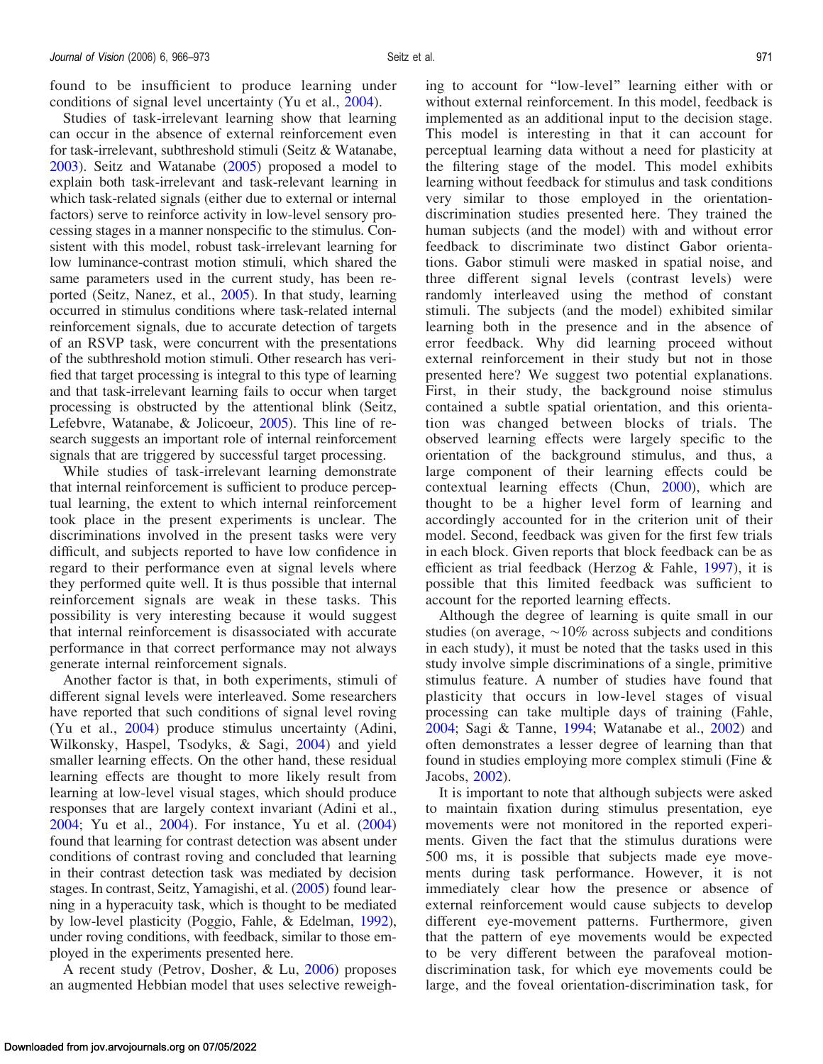found to be insufficient to produce learning under conditions of signal level uncertainty (Yu et al., 2004).

Studies of task-irrelevant learning show that learning can occur in the absence of external reinforcement even for task-irrelevant, subthreshold stimuli (Seitz & Watanabe, 2003). Seitz and Watanabe (2005) proposed a model to explain both task-irrelevant and task-relevant learning in which task-related signals (either due to external or internal factors) serve to reinforce activity in low-level sensory processing stages in a manner nonspecific to the stimulus. Consistent with this model, robust task-irrelevant learning for low luminance-contrast motion stimuli, which shared the same parameters used in the current study, has been reported (Seitz, Nanez, et al., 2005). In that study, learning occurred in stimulus conditions where task-related internal reinforcement signals, due to accurate detection of targets of an RSVP task, were concurrent with the presentations of the subthreshold motion stimuli. Other research has verified that target processing is integral to this type of learning and that task-irrelevant learning fails to occur when target processing is obstructed by the attentional blink (Seitz, Lefebvre, Watanabe, & Jolicoeur, 2005). This line of research suggests an important role of internal reinforcement signals that are triggered by successful target processing.

While studies of task-irrelevant learning demonstrate that internal reinforcement is sufficient to produce perceptual learning, the extent to which internal reinforcement took place in the present experiments is unclear. The discriminations involved in the present tasks were very difficult, and subjects reported to have low confidence in regard to their performance even at signal levels where they performed quite well. It is thus possible that internal reinforcement signals are weak in these tasks. This possibility is very interesting because it would suggest that internal reinforcement is disassociated with accurate performance in that correct performance may not always generate internal reinforcement signals.

Another factor is that, in both experiments, stimuli of different signal levels were interleaved. Some researchers have reported that such conditions of signal level roving (Yu et al., 2004) produce stimulus uncertainty (Adini, Wilkonsky, Haspel, Tsodyks, & Sagi, 2004) and yield smaller learning effects. On the other hand, these residual learning effects are thought to more likely result from learning at low-level visual stages, which should produce responses that are largely context invariant (Adini et al., 2004; Yu et al., 2004). For instance, Yu et al. (2004) found that learning for contrast detection was absent under conditions of contrast roving and concluded that learning in their contrast detection task was mediated by decision stages. In contrast, Seitz, Yamagishi, et al. (2005) found learning in a hyperacuity task, which is thought to be mediated by low-level plasticity (Poggio, Fahle, & Edelman, 1992), under roving conditions, with feedback, similar to those employed in the experiments presented here.

A recent study (Petrov, Dosher, & Lu, 2006) proposes an augmented Hebbian model that uses selective reweighing to account for "low-level" learning either with or without external reinforcement. In this model, feedback is implemented as an additional input to the decision stage. This model is interesting in that it can account for perceptual learning data without a need for plasticity at the filtering stage of the model. This model exhibits learning without feedback for stimulus and task conditions very similar to those employed in the orientation-discrimination studies presented here. They trained the human subjects (and the model) with and without error feedback to discriminate two distinct Gabor orientations. Gabor stimuli were masked in spatial noise, and three different signal levels (contrast levels) were randomly interleaved using the method of constant stimuli. The subjects (and the model) exhibited similar learning both in the presence and in the absence of error feedback. Why did learning proceed without external reinforcement in their study but not in those presented here? We suggest two potential explanations. First, in their study, the background noise stimulus contained a subtle spatial orientation, and this orientation was changed between blocks of trials. The observed learning effects were largely specific to the orientation of the background stimulus, and thus, a large component of their learning effects could be contextual learning effects (Chun, 2000), which are thought to be a higher level form of learning and accordingly accounted for in the criterion unit of their model. Second, feedback was given for the first few trials in each block. Given reports that block feedback can be as efficient as trial feedback (Herzog & Fahle, 1997), it is possible that this limited feedback was sufficient to account for the reported learning effects.

Although the degree of learning is quite small in our studies (on average, ~10% across subjects and conditions in each study), it must be noted that the tasks used in this study involve simple discriminations of a single, primitive stimulus feature. A number of studies have found that plasticity that occurs in low-level stages of visual processing can take multiple days of training (Fahle, 2004; Sagi & Tanne, 1994; Watanabe et al., 2002) and often demonstrates a lesser degree of learning than that found in studies employing more complex stimuli (Fine & Jacobs, 2002).

It is important to note that although subjects were asked to maintain fixation during stimulus presentation, eye movements were not monitored in the reported experiments. Given the fact that the stimulus durations were 500 ms, it is possible that subjects made eye movements during task performance. However, it is not immediately clear how the presence or absence of external reinforcement would cause subjects to develop different eye-movement patterns. Furthermore, given that the pattern of eye movements would be expected to be very different between the parafoveal motion-discrimination task, for which eye movements could be large, and the foveal orientation-discrimination task, for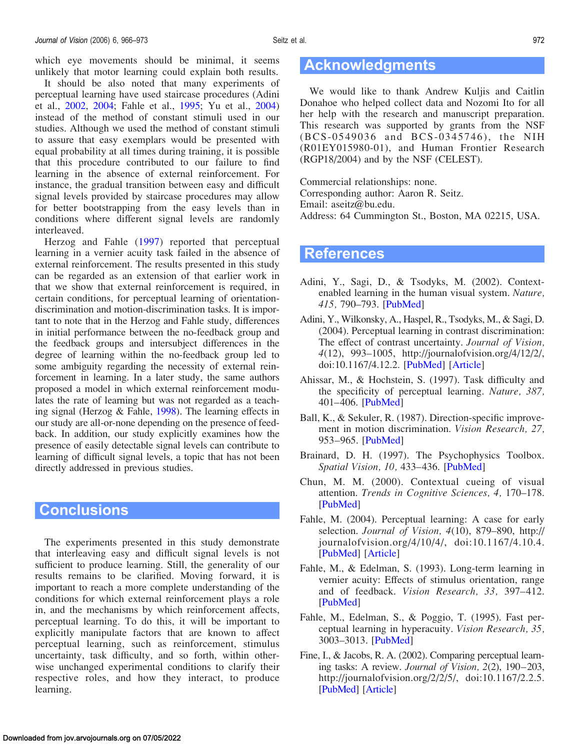which eye movements should be minimal, it seems unlikely that motor learning could explain both results.

It should be also noted that many experiments of perceptual learning have used staircase procedures (Adini et al., 2002, 2004; Fahle et al., 1995; Yu et al., 2004) instead of the method of constant stimuli used in our studies. Although we used the method of constant stimuli to assure that easy exemplars would be presented with equal probability at all times during training, it is possible that this procedure contributed to our failure to find learning in the absence of external reinforcement. For instance, the gradual transition between easy and difficult signal levels provided by staircase procedures may allow for better bootstrapping from the easy levels than in conditions where different signal levels are randomly interleaved.

Herzog and Fahle (1997) reported that perceptual learning in a vernier acuity task failed in the absence of external reinforcement. The results presented in this study can be regarded as an extension of that earlier work in that we show that external reinforcement is required, in certain conditions, for perceptual learning of orientation-discrimination and motion-discrimination tasks. It is important to note that in the Herzog and Fahle study, differences in initial performance between the no-feedback group and the feedback groups and intersubject differences in the degree of learning within the no-feedback group led to some ambiguity regarding the necessity of external reinforcement in learning. In a later study, the same authors proposed a model in which external reinforcement modulates the rate of learning but was not regarded as a teaching signal (Herzog & Fahle, 1998). The learning effects in our study are all-or-none depending on the presence of feedback. In addition, our study explicitly examines how the presence of easily detectable signal levels can contribute to learning of difficult signal levels, a topic that has not been directly addressed in previous studies.

## Conclusions

The experiments presented in this study demonstrate that interleaving easy and difficult signal levels is not sufficient to produce learning. Still, the generality of our results remains to be clarified. Moving forward, it is important to reach a more complete understanding of the conditions for which external reinforcement plays a role in, and the mechanisms by which reinforcement affects, perceptual learning. To do this, it will be important to explicitly manipulate factors that are known to affect perceptual learning, such as reinforcement, stimulus uncertainty, task difficulty, and so forth, within otherwise unchanged experimental conditions to clarify their respective roles, and how they interact, to produce learning.

## Acknowledgments

We would like to thank Andrew Kuljis and Caitlin Donahoe who helped collect data and Nozomi Ito for all her help with the research and manuscript preparation. This research was supported by grants from the NSF (BCS-0549036 and BCS-0345746), the NIH (R01EY015980-01), and Human Frontier Research (RGP18/2004) and by the NSF (CELEST).

Commercial relationships: none.
Corresponding author: Aaron R. Seitz.
Email: aseitz@bu.edu.
Address: 64 Cummington St., Boston, MA 02215, USA.

## References

Adini, Y., Sagi, D., & Tsodyks, M. (2002). Context-enabled learning in the human visual system. *Nature, 415,* 790–793. [PubMed]

Adini, Y., Wilkonsky, A., Haspel, R., Tsodyks, M., & Sagi, D. (2004). Perceptual learning in contrast discrimination: The effect of contrast uncertainty. *Journal of Vision, 4*(12), 993–1005, http://journalofvision.org/4/12/2/, doi:10.1167/4.12.2. [PubMed] [Article]

Ahissar, M., & Hochstein, S. (1997). Task difficulty and the specificity of perceptual learning. *Nature, 387,* 401–406. [PubMed]

Ball, K., & Sekuler, R. (1987). Direction-specific improvement in motion discrimination. *Vision Research, 27,* 953–965. [PubMed]

Brainard, D. H. (1997). The Psychophysics Toolbox. *Spatial Vision, 10,* 433–436. [PubMed]

Chun, M. M. (2000). Contextual cueing of visual attention. *Trends in Cognitive Sciences, 4,* 170–178. [PubMed]

Fahle, M. (2004). Perceptual learning: A case for early selection. *Journal of Vision, 4*(10), 879–890, http://journalofvision.org/4/10/4/, doi:10.1167/4.10.4. [PubMed] [Article]

Fahle, M., & Edelman, S. (1993). Long-term learning in vernier acuity: Effects of stimulus orientation, range and of feedback. *Vision Research, 33,* 397–412. [PubMed]

Fahle, M., Edelman, S., & Poggio, T. (1995). Fast perceptual learning in hyperacuity. *Vision Research, 35,* 3003–3013. [PubMed]

Fine, I., & Jacobs, R. A. (2002). Comparing perceptual learning tasks: A review. *Journal of Vision, 2*(2), 190–203, http://journalofvision.org/2/2/5/, doi:10.1167/2.2.5. [PubMed] [Article]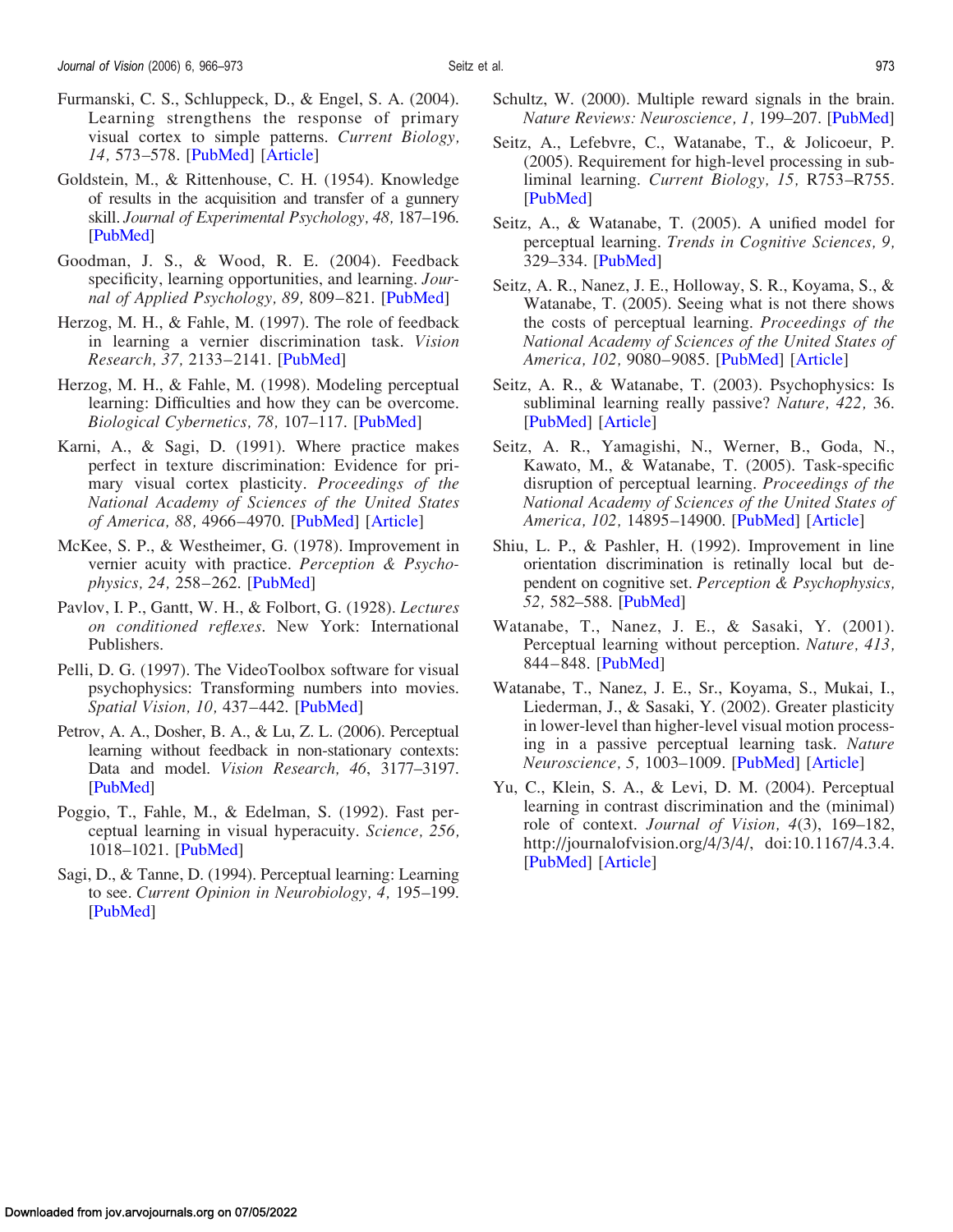Furmanski, C. S., Schluppeck, D., & Engel, S. A. (2004). Learning strengthens the response of primary visual cortex to simple patterns. *Current Biology, 14,* 573–578. [PubMed] [Article]

Goldstein, M., & Rittenhouse, C. H. (1954). Knowledge of results in the acquisition and transfer of a gunnery skill. *Journal of Experimental Psychology, 48,* 187–196. [PubMed]

Goodman, J. S., & Wood, R. E. (2004). Feedback specificity, learning opportunities, and learning. *Journal of Applied Psychology, 89,* 809–821. [PubMed]

Herzog, M. H., & Fahle, M. (1997). The role of feedback in learning a vernier discrimination task. *Vision Research, 37,* 2133–2141. [PubMed]

Herzog, M. H., & Fahle, M. (1998). Modeling perceptual learning: Difficulties and how they can be overcome. *Biological Cybernetics, 78,* 107–117. [PubMed]

Karni, A., & Sagi, D. (1991). Where practice makes perfect in texture discrimination: Evidence for primary visual cortex plasticity. *Proceedings of the National Academy of Sciences of the United States of America, 88,* 4966–4970. [PubMed] [Article]

McKee, S. P., & Westheimer, G. (1978). Improvement in vernier acuity with practice. *Perception & Psychophysics, 24,* 258–262. [PubMed]

Pavlov, I. P., Gantt, W. H., & Folbort, G. (1928). *Lectures on conditioned reflexes*. New York: International Publishers.

Pelli, D. G. (1997). The VideoToolbox software for visual psychophysics: Transforming numbers into movies. *Spatial Vision, 10,* 437–442. [PubMed]

Petrov, A. A., Dosher, B. A., & Lu, Z. L. (2006). Perceptual learning without feedback in non-stationary contexts: Data and model. *Vision Research, 46*, 3177–3197. [PubMed]

Poggio, T., Fahle, M., & Edelman, S. (1992). Fast perceptual learning in visual hyperacuity. *Science, 256,* 1018–1021. [PubMed]

Sagi, D., & Tanne, D. (1994). Perceptual learning: Learning to see. *Current Opinion in Neurobiology, 4,* 195–199. [PubMed]

Schultz, W. (2000). Multiple reward signals in the brain. *Nature Reviews: Neuroscience, 1,* 199–207. [PubMed]

Seitz, A., Lefebvre, C., Watanabe, T., & Jolicoeur, P. (2005). Requirement for high-level processing in subliminal learning. *Current Biology, 15,* R753–R755. [PubMed]

Seitz, A., & Watanabe, T. (2005). A unified model for perceptual learning. *Trends in Cognitive Sciences, 9,* 329–334. [PubMed]

Seitz, A. R., Nanez, J. E., Holloway, S. R., Koyama, S., & Watanabe, T. (2005). Seeing what is not there shows the costs of perceptual learning. *Proceedings of the National Academy of Sciences of the United States of America, 102,* 9080–9085. [PubMed] [Article]

Seitz, A. R., & Watanabe, T. (2003). Psychophysics: Is subliminal learning really passive? *Nature, 422,* 36. [PubMed] [Article]

Seitz, A. R., Yamagishi, N., Werner, B., Goda, N., Kawato, M., & Watanabe, T. (2005). Task-specific disruption of perceptual learning. *Proceedings of the National Academy of Sciences of the United States of America, 102,* 14895–14900. [PubMed] [Article]

Shiu, L. P., & Pashler, H. (1992). Improvement in line orientation discrimination is retinally local but dependent on cognitive set. *Perception & Psychophysics, 52,* 582–588. [PubMed]

Watanabe, T., Nanez, J. E., & Sasaki, Y. (2001). Perceptual learning without perception. *Nature, 413,* 844–848. [PubMed]

Watanabe, T., Nanez, J. E., Sr., Koyama, S., Mukai, I., Liederman, J., & Sasaki, Y. (2002). Greater plasticity in lower-level than higher-level visual motion processing in a passive perceptual learning task. *Nature Neuroscience, 5,* 1003–1009. [PubMed] [Article]

Yu, C., Klein, S. A., & Levi, D. M. (2004). Perceptual learning in contrast discrimination and the (minimal) role of context. *Journal of Vision, 4*(3), 169–182, http://journalofvision.org/4/3/4/, doi:10.1167/4.3.4. [PubMed] [Article]